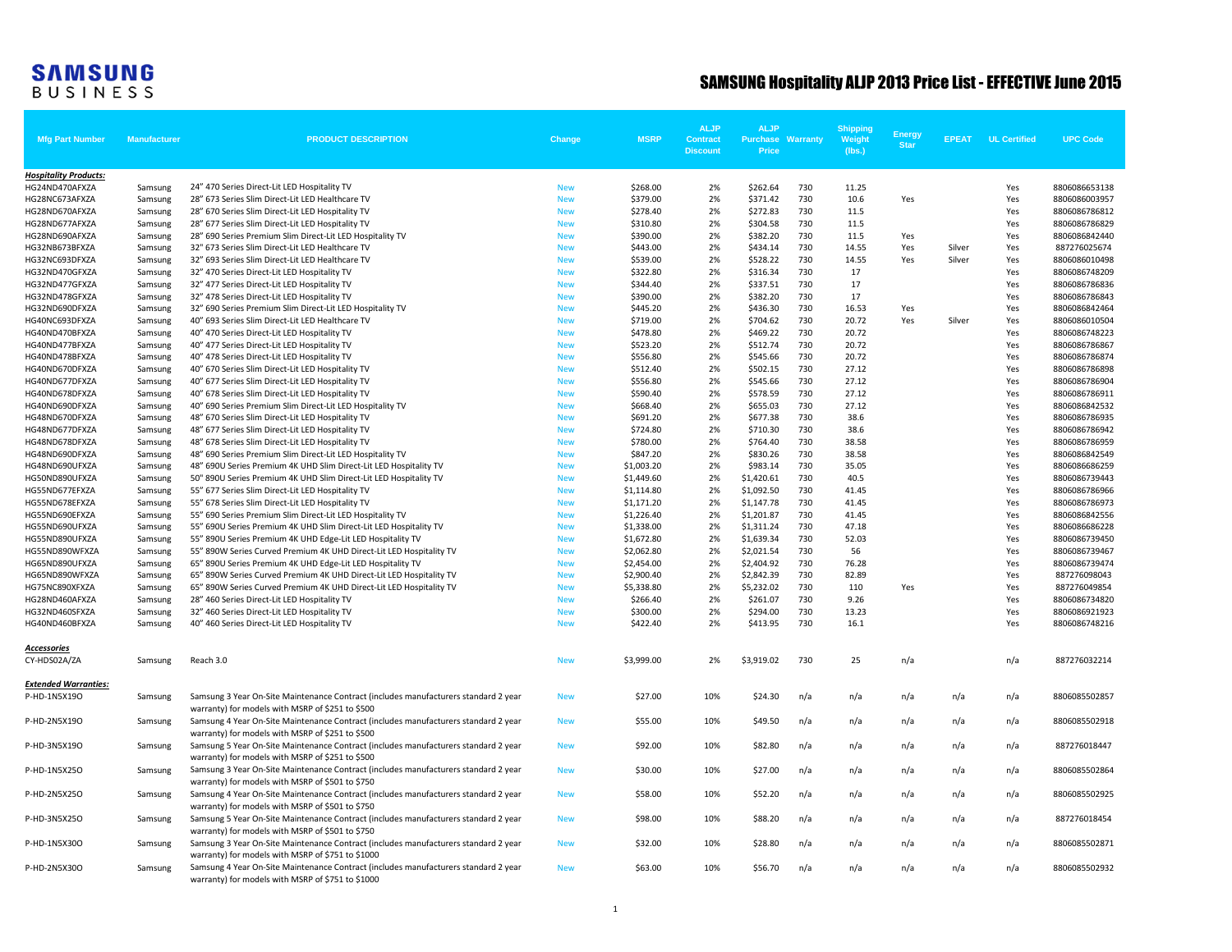**SAMSUNG BUSINESS**

# SAMSUNG Hospitality ALJP 2013 Price List - EFFECTIVE June 2015

| Mfg Part Number | Manufacturer | PRODUCT DESCRIPTION | Change | MSRP | ALJP Contract Discount | ALJP Purchase Price | Warranty | Shipping Weight (lbs.) | Energy Star | EPEAT | UL Certified | UPC Code |
|---|---|---|---|---|---|---|---|---|---|---|---|---|
| ***Hospitality Products:*** | | | | | | | | | | | | |
| HG24ND470AFXZA | Samsung | 24" 470 Series Direct-Lit LED Hospitality TV | New | $268.00 | 2% | $262.64 | 730 | 11.25 | | | Yes | 8806086653138 |
| HG28NC673AFXZA | Samsung | 28" 673 Series Slim Direct-Lit LED Healthcare TV | New | $379.00 | 2% | $371.42 | 730 | 10.6 | Yes | | Yes | 8806086003957 |
| HG28ND670AFXZA | Samsung | 28" 670 Series Slim Direct-Lit LED Hospitality TV | New | $278.40 | 2% | $272.83 | 730 | 11.5 | | | Yes | 8806086786812 |
| HG28ND677AFXZA | Samsung | 28" 677 Series Slim Direct-Lit LED Hospitality TV | New | $310.80 | 2% | $304.58 | 730 | 11.5 | | | Yes | 8806086786829 |
| HG28ND690AFXZA | Samsung | 28" 690 Series Premium Slim Direct-Lit LED Hospitality TV | New | $390.00 | 2% | $382.20 | 730 | 11.5 | Yes | | Yes | 8806086842440 |
| HG32NB673BFXZA | Samsung | 32" 673 Series Slim Direct-Lit LED Healthcare TV | New | $443.00 | 2% | $434.14 | 730 | 14.55 | Yes | Silver | Yes | 887276025674 |
| HG32NC693DFXZA | Samsung | 32" 693 Series Slim Direct-Lit LED Healthcare TV | New | $539.00 | 2% | $528.22 | 730 | 14.55 | Yes | Silver | Yes | 8806086010498 |
| HG32ND470GFXZA | Samsung | 32" 470 Series Direct-Lit LED Hospitality TV | New | $322.80 | 2% | $316.34 | 730 | 17 | | | Yes | 8806086748209 |
| HG32ND477GFXZA | Samsung | 32" 477 Series Direct-Lit LED Hospitality TV | New | $344.40 | 2% | $337.51 | 730 | 17 | | | Yes | 8806086786836 |
| HG32ND478GFXZA | Samsung | 32" 478 Series Direct-Lit LED Hospitality TV | New | $390.00 | 2% | $382.20 | 730 | 17 | | | Yes | 8806086786843 |
| HG32ND690DFXZA | Samsung | 32" 690 Series Premium Slim Direct-Lit LED Hospitality TV | New | $445.20 | 2% | $436.30 | 730 | 16.53 | Yes | | Yes | 8806086842464 |
| HG40NC693DFXZA | Samsung | 40" 693 Series Slim Direct-Lit LED Healthcare TV | New | $719.00 | 2% | $704.62 | 730 | 20.72 | Yes | Silver | Yes | 8806086010504 |
| HG40ND470BFXZA | Samsung | 40" 470 Series Direct-Lit LED Hospitality TV | New | $478.80 | 2% | $469.22 | 730 | 20.72 | | | Yes | 8806086748223 |
| HG40ND477BFXZA | Samsung | 40" 477 Series Direct-Lit LED Hospitality TV | New | $523.20 | 2% | $512.74 | 730 | 20.72 | | | Yes | 8806086786867 |
| HG40ND478BFXZA | Samsung | 40" 478 Series Direct-Lit LED Hospitality TV | New | $556.80 | 2% | $545.66 | 730 | 20.72 | | | Yes | 8806086786874 |
| HG40ND670DFXZA | Samsung | 40" 670 Series Slim Direct-Lit LED Hospitality TV | New | $512.40 | 2% | $502.15 | 730 | 27.12 | | | Yes | 8806086786898 |
| HG40ND677DFXZA | Samsung | 40" 677 Series Slim Direct-Lit LED Hospitality TV | New | $556.80 | 2% | $545.66 | 730 | 27.12 | | | Yes | 8806086786904 |
| HG40ND678DFXZA | Samsung | 40" 678 Series Slim Direct-Lit LED Hospitality TV | New | $590.40 | 2% | $578.59 | 730 | 27.12 | | | Yes | 8806086786911 |
| HG40ND690DFXZA | Samsung | 40" 690 Series Premium Slim Direct-Lit LED Hospitality TV | New | $668.40 | 2% | $655.03 | 730 | 27.12 | | | Yes | 8806086842532 |
| HG48ND670DFXZA | Samsung | 48" 670 Series Slim Direct-Lit LED Hospitality TV | New | $691.20 | 2% | $677.38 | 730 | 38.6 | | | Yes | 8806086786935 |
| HG48ND677DFXZA | Samsung | 48" 677 Series Slim Direct-Lit LED Hospitality TV | New | $724.80 | 2% | $710.30 | 730 | 38.6 | | | Yes | 8806086786942 |
| HG48ND678DFXZA | Samsung | 48" 678 Series Slim Direct-Lit LED Hospitality TV | New | $780.00 | 2% | $764.40 | 730 | 38.58 | | | Yes | 8806086786959 |
| HG48ND690DFXZA | Samsung | 48" 690 Series Premium Slim Direct-Lit LED Hospitality TV | New | $847.20 | 2% | $830.26 | 730 | 38.58 | | | Yes | 8806086842549 |
| HG48ND690UFXZA | Samsung | 48" 690U Series Premium 4K UHD Slim Direct-Lit LED Hospitality TV | New | $1,003.20 | 2% | $983.14 | 730 | 35.05 | | | Yes | 8806086686259 |
| HG50ND890UFXZA | Samsung | 50" 890U Series Premium 4K UHD Slim Direct-Lit LED Hospitality TV | New | $1,449.60 | 2% | $1,420.61 | 730 | 40.5 | | | Yes | 8806086739443 |
| HG55ND677EFXZA | Samsung | 55" 677 Series Slim Direct-Lit LED Hospitality TV | New | $1,114.80 | 2% | $1,092.50 | 730 | 41.45 | | | Yes | 8806086786966 |
| HG55ND678EFXZA | Samsung | 55" 678 Series Slim Direct-Lit LED Hospitality TV | New | $1,171.20 | 2% | $1,147.78 | 730 | 41.45 | | | Yes | 8806086786973 |
| HG55ND690EFXZA | Samsung | 55" 690 Series Premium Slim Direct-Lit LED Hospitality TV | New | $1,226.40 | 2% | $1,201.87 | 730 | 41.45 | | | Yes | 8806086842556 |
| HG55ND690UFXZA | Samsung | 55" 690U Series Premium 4K UHD Slim Direct-Lit LED Hospitality TV | New | $1,338.00 | 2% | $1,311.24 | 730 | 47.18 | | | Yes | 8806086686228 |
| HG55ND890UFXZA | Samsung | 55" 890U Series Premium 4K UHD Edge-Lit LED Hospitality TV | New | $1,672.80 | 2% | $1,639.34 | 730 | 52.03 | | | Yes | 8806086739450 |
| HG55ND890WFXZA | Samsung | 55" 890W Series Curved Premium 4K UHD Direct-Lit LED Hospitality TV | New | $2,062.80 | 2% | $2,021.54 | 730 | 56 | | | Yes | 8806086739467 |
| HG65ND890UFXZA | Samsung | 65" 890U Series Premium 4K UHD Edge-Lit LED Hospitality TV | New | $2,454.00 | 2% | $2,404.92 | 730 | 76.28 | | | Yes | 8806086739474 |
| HG65ND890WFXZA | Samsung | 65" 890W Series Curved Premium 4K UHD Direct-Lit LED Hospitality TV | New | $2,900.40 | 2% | $2,842.39 | 730 | 82.89 | | | Yes | 887276098043 |
| HG75NC890XFXZA | Samsung | 65" 890W Series Curved Premium 4K UHD Direct-Lit LED Hospitality TV | New | $5,338.80 | 2% | $5,232.02 | 730 | 110 | Yes | | Yes | 887276049854 |
| HG28ND460AFXZA | Samsung | 28" 460 Series Direct-Lit LED Hospitality TV | New | $266.40 | 2% | $261.07 | 730 | 9.26 | | | Yes | 8806086734820 |
| HG32ND460SFXZA | Samsung | 32" 460 Series Direct-Lit LED Hospitality TV | New | $300.00 | 2% | $294.00 | 730 | 13.23 | | | Yes | 8806086921923 |
| HG40ND460BFXZA | Samsung | 40" 460 Series Direct-Lit LED Hospitality TV | New | $422.40 | 2% | $413.95 | 730 | 16.1 | | | Yes | 8806086748216 |
| ***Accessories*** | | | | | | | | | | | | |
| CY-HDS02A/ZA | Samsung | Reach 3.0 | New | $3,999.00 | 2% | $3,919.02 | 730 | 25 | n/a | | n/a | 887276032214 |
| ***Extended Warranties:*** | | | | | | | | | | | | |
| P-HD-1N5X19O | Samsung | Samsung 3 Year On-Site Maintenance Contract (includes manufacturers standard 2 year warranty) for models with MSRP of $251 to $500 | New | $27.00 | 10% | $24.30 | n/a | n/a | n/a | n/a | n/a | 8806085502857 |
| P-HD-2N5X19O | Samsung | Samsung 4 Year On-Site Maintenance Contract (includes manufacturers standard 2 year warranty) for models with MSRP of $251 to $500 | New | $55.00 | 10% | $49.50 | n/a | n/a | n/a | n/a | n/a | 8806085502918 |
| P-HD-3N5X19O | Samsung | Samsung 5 Year On-Site Maintenance Contract (includes manufacturers standard 2 year warranty) for models with MSRP of $251 to $500 | New | $92.00 | 10% | $82.80 | n/a | n/a | n/a | n/a | n/a | 887276018447 |
| P-HD-1N5X25O | Samsung | Samsung 3 Year On-Site Maintenance Contract (includes manufacturers standard 2 year warranty) for models with MSRP of $501 to $750 | New | $30.00 | 10% | $27.00 | n/a | n/a | n/a | n/a | n/a | 8806085502864 |
| P-HD-2N5X25O | Samsung | Samsung 4 Year On-Site Maintenance Contract (includes manufacturers standard 2 year warranty) for models with MSRP of $501 to $750 | New | $58.00 | 10% | $52.20 | n/a | n/a | n/a | n/a | n/a | 8806085502925 |
| P-HD-3N5X25O | Samsung | Samsung 5 Year On-Site Maintenance Contract (includes manufacturers standard 2 year warranty) for models with MSRP of $501 to $750 | New | $98.00 | 10% | $88.20 | n/a | n/a | n/a | n/a | n/a | 887276018454 |
| P-HD-1N5X30O | Samsung | Samsung 3 Year On-Site Maintenance Contract (includes manufacturers standard 2 year warranty) for models with MSRP of $751 to $1000 | New | $32.00 | 10% | $28.80 | n/a | n/a | n/a | n/a | n/a | 8806085502871 |
| P-HD-2N5X30O | Samsung | Samsung 4 Year On-Site Maintenance Contract (includes manufacturers standard 2 year warranty) for models with MSRP of $751 to $1000 | New | $63.00 | 10% | $56.70 | n/a | n/a | n/a | n/a | n/a | 8806085502932 |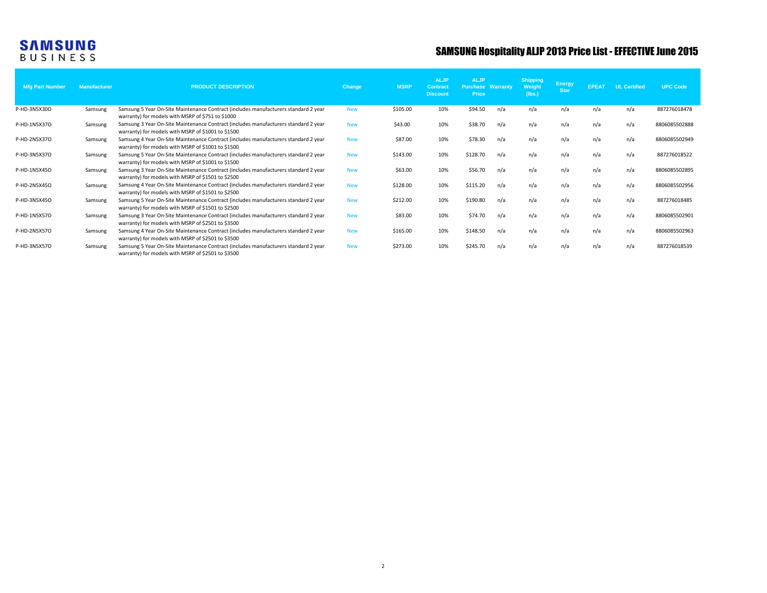SAMSUNG BUSINESS

# SAMSUNG Hospitality ALJP 2013 Price List - EFFECTIVE June 2015

| Mfg Part Number | Manufacturer | PRODUCT DESCRIPTION | Change | MSRP | ALJP Contract Discount | ALJP Purchase Price | Warranty | Shipping Weight (lbs.) | Energy Star | EPEAT | UL Certified | UPC Code |
|---|---|---|---|---|---|---|---|---|---|---|---|---|
| P-HD-3N5X30O | Samsung | Samsung 5 Year On-Site Maintenance Contract (includes manufacturers standard 2 year warranty) for models with MSRP of $751 to $1000 | New | $105.00 | 10% | $94.50 | n/a | n/a | n/a | n/a | n/a | 887276018478 |
| P-HD-1N5X37O | Samsung | Samsung 3 Year On-Site Maintenance Contract (includes manufacturers standard 2 year warranty) for models with MSRP of $1001 to $1500 | New | $43.00 | 10% | $38.70 | n/a | n/a | n/a | n/a | n/a | 8806085502888 |
| P-HD-2N5X37O | Samsung | Samsung 4 Year On-Site Maintenance Contract (includes manufacturers standard 2 year warranty) for models with MSRP of $1001 to $1500 | New | $87.00 | 10% | $78.30 | n/a | n/a | n/a | n/a | n/a | 8806085502949 |
| P-HD-3N5X37O | Samsung | Samsung 5 Year On-Site Maintenance Contract (includes manufacturers standard 2 year warranty) for models with MSRP of $1001 to $1500 | New | $143.00 | 10% | $128.70 | n/a | n/a | n/a | n/a | n/a | 887276018522 |
| P-HD-1N5X45O | Samsung | Samsung 3 Year On-Site Maintenance Contract (includes manufacturers standard 2 year warranty) for models with MSRP of $1501 to $2500 | New | $63.00 | 10% | $56.70 | n/a | n/a | n/a | n/a | n/a | 8806085502895 |
| P-HD-2N5X45O | Samsung | Samsung 4 Year On-Site Maintenance Contract (includes manufacturers standard 2 year warranty) for models with MSRP of $1501 to $2500 | New | $128.00 | 10% | $115.20 | n/a | n/a | n/a | n/a | n/a | 8806085502956 |
| P-HD-3N5X45O | Samsung | Samsung 5 Year On-Site Maintenance Contract (includes manufacturers standard 2 year warranty) for models with MSRP of $1501 to $2500 | New | $212.00 | 10% | $190.80 | n/a | n/a | n/a | n/a | n/a | 887276018485 |
| P-HD-1N5X57O | Samsung | Samsung 3 Year On-Site Maintenance Contract (includes manufacturers standard 2 year warranty) for models with MSRP of $2501 to $3500 | New | $83.00 | 10% | $74.70 | n/a | n/a | n/a | n/a | n/a | 8806085502901 |
| P-HD-2N5X57O | Samsung | Samsung 4 Year On-Site Maintenance Contract (includes manufacturers standard 2 year warranty) for models with MSRP of $2501 to $3500 | New | $165.00 | 10% | $148.50 | n/a | n/a | n/a | n/a | n/a | 8806085502963 |
| P-HD-3N5X57O | Samsung | Samsung 5 Year On-Site Maintenance Contract (includes manufacturers standard 2 year warranty) for models with MSRP of $2501 to $3500 | New | $273.00 | 10% | $245.70 | n/a | n/a | n/a | n/a | n/a | 887276018539 |